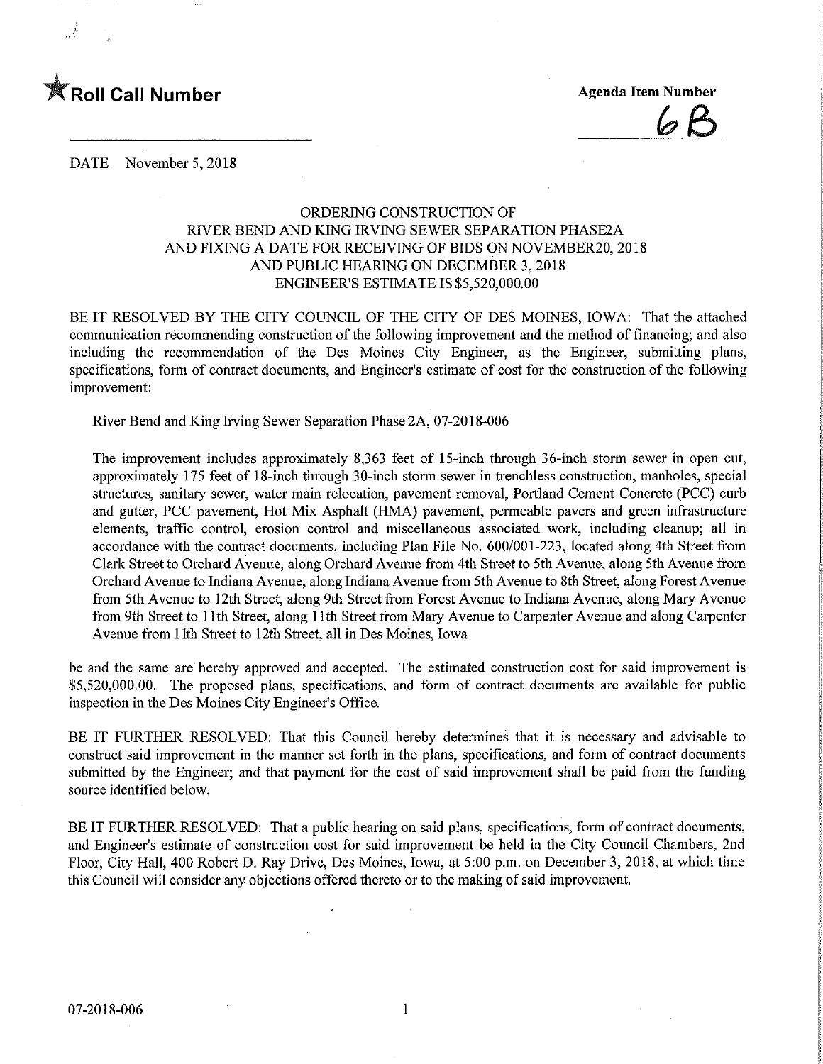★ **Roll Call Number**

**Agenda Item Number**

6B

DATE November 5, 2018

ORDERING CONSTRUCTION OF
RIVER BEND AND KING IRVING SEWER SEPARATION PHASE2A
AND FIXING A DATE FOR RECEIVING OF BIDS ON NOVEMBER20, 2018
AND PUBLIC HEARING ON DECEMBER 3, 2018
ENGINEER'S ESTIMATE IS $5,520,000.00

BE IT RESOLVED BY THE CITY COUNCIL OF THE CITY OF DES MOINES, IOWA: That the attached communication recommending construction of the following improvement and the method of financing; and also including the recommendation of the Des Moines City Engineer, as the Engineer, submitting plans, specifications, form of contract documents, and Engineer's estimate of cost for the construction of the following improvement:

River Bend and King Irving Sewer Separation Phase 2A, 07-2018-006

The improvement includes approximately 8,363 feet of 15-inch through 36-inch storm sewer in open cut, approximately 175 feet of 18-inch through 30-inch storm sewer in trenchless construction, manholes, special structures, sanitary sewer, water main relocation, pavement removal, Portland Cement Concrete (PCC) curb and gutter, PCC pavement, Hot Mix Asphalt (HMA) pavement, permeable pavers and green infrastructure elements, traffic control, erosion control and miscellaneous associated work, including cleanup; all in accordance with the contract documents, including Plan File No. 600/001-223, located along 4th Street from Clark Street to Orchard Avenue, along Orchard Avenue from 4th Street to 5th Avenue, along 5th Avenue from Orchard Avenue to Indiana Avenue, along Indiana Avenue from 5th Avenue to 8th Street, along Forest Avenue from 5th Avenue to 12th Street, along 9th Street from Forest Avenue to Indiana Avenue, along Mary Avenue from 9th Street to 11th Street, along 11th Street from Mary Avenue to Carpenter Avenue and along Carpenter Avenue from 11th Street to 12th Street, all in Des Moines, Iowa

be and the same are hereby approved and accepted. The estimated construction cost for said improvement is $5,520,000.00. The proposed plans, specifications, and form of contract documents are available for public inspection in the Des Moines City Engineer's Office.

BE IT FURTHER RESOLVED: That this Council hereby determines that it is necessary and advisable to construct said improvement in the manner set forth in the plans, specifications, and form of contract documents submitted by the Engineer; and that payment for the cost of said improvement shall be paid from the funding source identified below.

BE IT FURTHER RESOLVED: That a public hearing on said plans, specifications, form of contract documents, and Engineer's estimate of construction cost for said improvement be held in the City Council Chambers, 2nd Floor, City Hall, 400 Robert D. Ray Drive, Des Moines, Iowa, at 5:00 p.m. on December 3, 2018, at which time this Council will consider any objections offered thereto or to the making of said improvement.

07-2018-006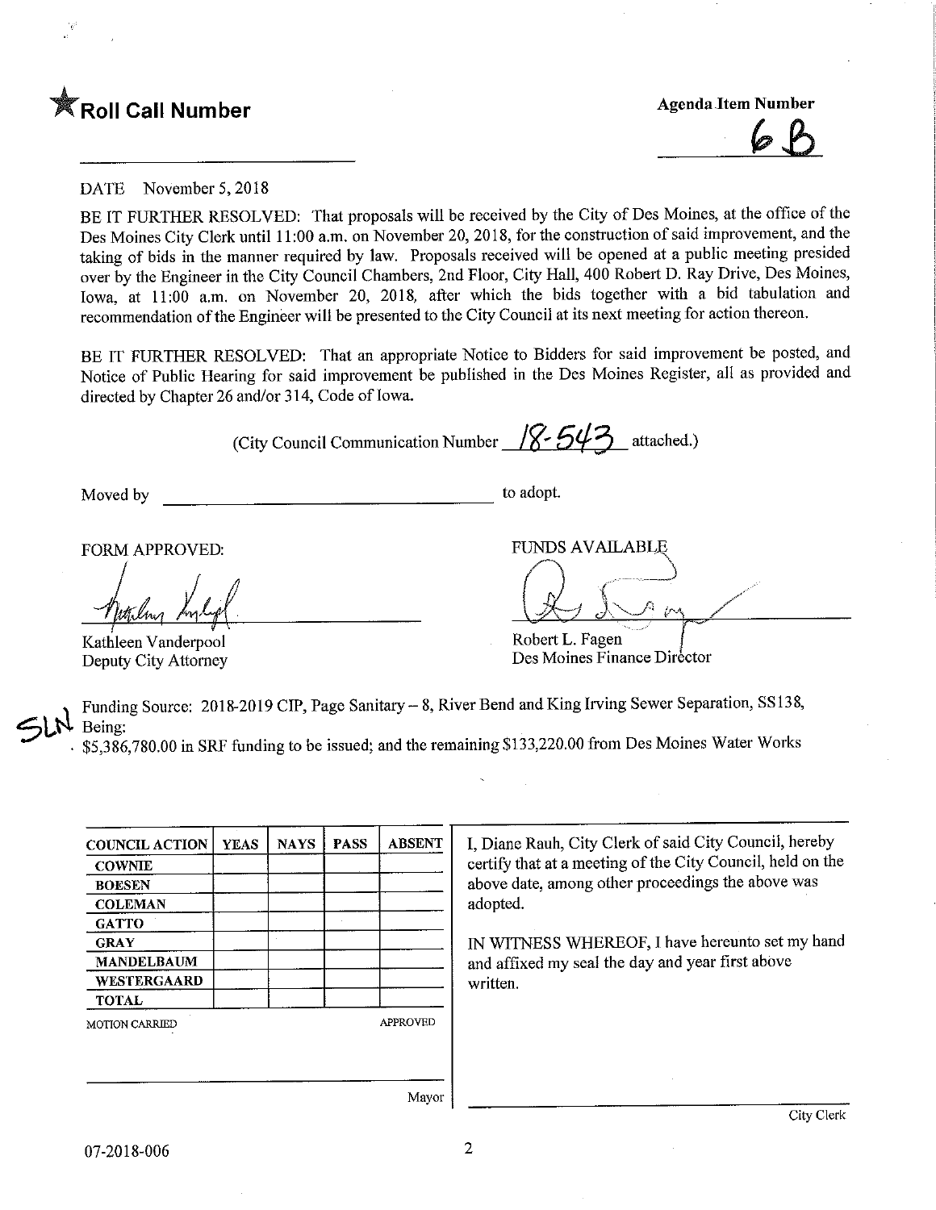**★ Roll Call Number**

**Agenda Item Number**

6B

DATE November 5, 2018

BE IT FURTHER RESOLVED: That proposals will be received by the City of Des Moines, at the office of the Des Moines City Clerk until 11:00 a.m. on November 20, 2018, for the construction of said improvement, and the taking of bids in the manner required by law. Proposals received will be opened at a public meeting presided over by the Engineer in the City Council Chambers, 2nd Floor, City Hall, 400 Robert D. Ray Drive, Des Moines, Iowa, at 11:00 a.m. on November 20, 2018, after which the bids together with a bid tabulation and recommendation of the Engineer will be presented to the City Council at its next meeting for action thereon.

BE IT FURTHER RESOLVED: That an appropriate Notice to Bidders for said improvement be posted, and Notice of Public Hearing for said improvement be published in the Des Moines Register, all as provided and directed by Chapter 26 and/or 314, Code of Iowa.

(City Council Communication Number 18-543 attached.)

Moved by ______________________ to adopt.

FORM APPROVED:

Kathleen Vanderpool
Deputy City Attorney

FUNDS AVAILABLE

Robert L. Fagen
Des Moines Finance Director

SLN

Funding Source: 2018-2019 CIP, Page Sanitary – 8, River Bend and King Irving Sewer Separation, SS138, Being:
$5,386,780.00 in SRF funding to be issued; and the remaining $133,220.00 from Des Moines Water Works

| COUNCIL ACTION | YEAS | NAYS | PASS | ABSENT |
|---|---|---|---|---|
| COWNIE | | | | |
| BOESEN | | | | |
| COLEMAN | | | | |
| GATTO | | | | |
| GRAY | | | | |
| MANDELBAUM | | | | |
| WESTERGAARD | | | | |
| TOTAL | | | | |

MOTION CARRIED APPROVED

______________________ Mayor

I, Diane Rauh, City Clerk of said City Council, hereby certify that at a meeting of the City Council, held on the above date, among other proceedings the above was adopted.

IN WITNESS WHEREOF, I have hereunto set my hand and affixed my seal the day and year first above written.

______________________ City Clerk

07-2018-006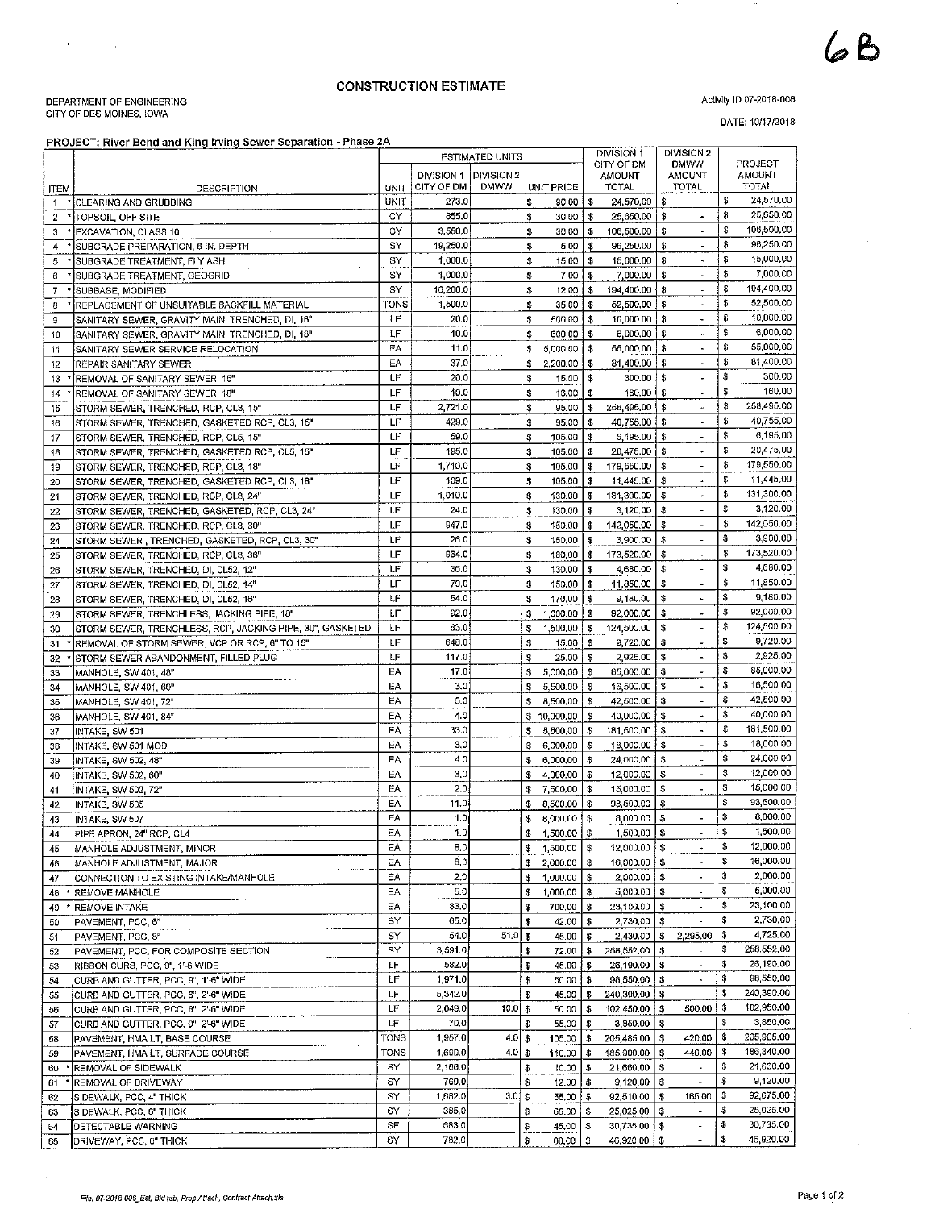6B

# CONSTRUCTION ESTIMATE

DEPARTMENT OF ENGINEERING
CITY OF DES MOINES, IOWA

Activity ID 07-2018-008

DATE: 10/17/2018

**PROJECT: River Bend and King Irving Sewer Separation - Phase 2A**

| ITEM | | DESCRIPTION | UNIT | ESTIMATED UNITS DIVISION 1 CITY OF DM | DIVISION 2 DMWW | UNIT PRICE | DIVISION 1 CITY OF DM AMOUNT TOTAL | DIVISION 2 DMWW AMOUNT TOTAL | PROJECT AMOUNT TOTAL |
|---|---|---|---|---|---|---|---|---|---|
| 1 | * | CLEARING AND GRUBBING | UNIT | 273.0 | | $ 90.00 | $ 24,570.00 | $ - | $ 24,570.00 |
| 2 | * | TOPSOIL, OFF SITE | CY | 855.0 | | $ 30.00 | $ 25,650.00 | $ - | $ 25,650.00 |
| 3 | * | EXCAVATION, CLASS 10 | CY | 3,550.0 | | $ 30.00 | $ 106,500.00 | $ - | $ 106,500.00 |
| 4 | * | SUBGRADE PREPARATION, 6 IN. DEPTH | SY | 19,250.0 | | $ 5.00 | $ 96,250.00 | $ - | $ 96,250.00 |
| 5 | * | SUBGRADE TREATMENT, FLY ASH | SY | 1,000.0 | | $ 15.00 | $ 15,000.00 | $ - | $ 15,000.00 |
| 6 | * | SUBGRADE TREATMENT, GEOGRID | SY | 1,000.0 | | $ 7.00 | $ 7,000.00 | $ - | $ 7,000.00 |
| 7 | * | SUBBASE, MODIFIED | SY | 16,200.0 | | $ 12.00 | $ 194,400.00 | $ - | $ 194,400.00 |
| 8 | * | REPLACEMENT OF UNSUITABLE BACKFILL MATERIAL | TONS | 1,500.0 | | $ 35.00 | $ 52,500.00 | $ - | $ 52,500.00 |
| 9 | | SANITARY SEWER, GRAVITY MAIN, TRENCHED, DI, 15" | LF | 20.0 | | $ 500.00 | $ 10,000.00 | $ - | $ 10,000.00 |
| 10 | | SANITARY SEWER, GRAVITY MAIN, TRENCHED, DI, 18" | LF | 10.0 | | $ 600.00 | $ 6,000.00 | $ - | $ 6,000.00 |
| 11 | | SANITARY SEWER SERVICE RELOCATION | EA | 11.0 | | $ 5,000.00 | $ 55,000.00 | $ - | $ 55,000.00 |
| 12 | | REPAIR SANITARY SEWER | EA | 37.0 | | $ 2,200.00 | $ 81,400.00 | $ - | $ 81,400.00 |
| 13 | * | REMOVAL OF SANITARY SEWER, 15" | LF | 20.0 | | $ 15.00 | $ 300.00 | $ - | $ 300.00 |
| 14 | * | REMOVAL OF SANITARY SEWER, 18" | LF | 10.0 | | $ 16.00 | $ 160.00 | $ - | $ 160.00 |
| 15 | | STORM SEWER, TRENCHED, RCP, CL3, 15" | LF | 2,721.0 | | $ 95.00 | $ 258,495.00 | $ - | $ 258,495.00 |
| 16 | | STORM SEWER, TRENCHED, GASKETED RCP, CL3, 15" | LF | 429.0 | | $ 95.00 | $ 40,755.00 | $ - | $ 40,755.00 |
| 17 | | STORM SEWER, TRENCHED, RCP, CL5, 15" | LF | 59.0 | | $ 105.00 | $ 6,195.00 | $ - | $ 6,195.00 |
| 18 | | STORM SEWER, TRENCHED, GASKETED RCP, CL5, 15" | LF | 195.0 | | $ 105.00 | $ 20,475.00 | $ - | $ 20,475.00 |
| 19 | | STORM SEWER, TRENCHED, RCP, CL3, 18" | LF | 1,710.0 | | $ 105.00 | $ 179,550.00 | $ - | $ 179,550.00 |
| 20 | | STORM SEWER, TRENCHED, GASKETED RCP, CL3, 18" | LF | 109.0 | | $ 105.00 | $ 11,445.00 | $ - | $ 11,445.00 |
| 21 | | STORM SEWER, TRENCHED, RCP, CL3, 24" | LF | 1,010.0 | | $ 130.00 | $ 131,300.00 | $ - | $ 131,300.00 |
| 22 | | STORM SEWER, TRENCHED, GASKETED, RCP, CL3, 24" | LF | 24.0 | | $ 130.00 | $ 3,120.00 | $ - | $ 3,120.00 |
| 23 | | STORM SEWER, TRENCHED, RCP, CL3, 30" | LF | 947.0 | | $ 150.00 | $ 142,050.00 | $ - | $ 142,050.00 |
| 24 | | STORM SEWER , TRENCHED, GASKETED, RCP, CL3, 30" | LF | 26.0 | | $ 150.00 | $ 3,900.00 | $ - | $ 3,900.00 |
| 25 | | STORM SEWER, TRENCHED, RCP, CL3, 36" | LF | 964.0 | | $ 180.00 | $ 173,520.00 | $ - | $ 173,520.00 |
| 26 | | STORM SEWER, TRENCHED, DI, CL52, 12" | LF | 36.0 | | $ 130.00 | $ 4,680.00 | $ - | $ 4,680.00 |
| 27 | | STORM SEWER, TRENCHED, DI, CL52, 14" | LF | 79.0 | | $ 150.00 | $ 11,850.00 | $ - | $ 11,850.00 |
| 28 | | STORM SEWER, TRENCHED, DI, CL52, 16" | LF | 54.0 | | $ 170.00 | $ 9,180.00 | $ - | $ 9,180.00 |
| 29 | | STORM SEWER, TRENCHLESS, JACKING PIPE, 18" | LF | 92.0 | | $ 1,000.00 | $ 92,000.00 | $ - | $ 92,000.00 |
| 30 | | STORM SEWER, TRENCHLESS, RCP, JACKING PIPE, 30", GASKETED | LF | 83.0 | | $ 1,500.00 | $ 124,500.00 | $ - | $ 124,500.00 |
| 31 | * | REMOVAL OF STORM SEWER, VCP OR RCP, 6" TO 15" | LF | 648.0 | | $ 15.00 | $ 9,720.00 | $ - | $ 9,720.00 |
| 32 | * | STORM SEWER ABANDONMENT, FILLED PLUG | LF | 117.0 | | $ 25.00 | $ 2,925.00 | $ - | $ 2,925.00 |
| 33 | | MANHOLE, SW 401, 48" | EA | 17.0 | | $ 5,000.00 | $ 85,000.00 | $ - | $ 85,000.00 |
| 34 | | MANHOLE, SW 401, 60" | EA | 3.0 | | $ 5,500.00 | $ 16,500.00 | $ - | $ 16,500.00 |
| 35 | | MANHOLE, SW 401, 72" | EA | 5.0 | | $ 8,500.00 | $ 42,500.00 | $ - | $ 42,500.00 |
| 36 | | MANHOLE, SW 401, 84" | EA | 4.0 | | $ 10,000.00 | $ 40,000.00 | $ - | $ 40,000.00 |
| 37 | | INTAKE, SW 501 | EA | 33.0 | | $ 5,500.00 | $ 181,500.00 | $ - | $ 181,500.00 |
| 38 | | INTAKE, SW 501 MOD | EA | 3.0 | | $ 6,000.00 | $ 18,000.00 | $ - | $ 18,000.00 |
| 39 | | INTAKE, SW 502, 48" | EA | 4.0 | | $ 6,000.00 | $ 24,000.00 | $ - | $ 24,000.00 |
| 40 | | INTAKE, SW 502, 60" | EA | 3.0 | | $ 4,000.00 | $ 12,000.00 | $ - | $ 12,000.00 |
| 41 | | INTAKE, SW 502, 72" | EA | 2.0 | | $ 7,500.00 | $ 15,000.00 | $ - | $ 15,000.00 |
| 42 | | INTAKE, SW 505 | EA | 11.0 | | $ 8,500.00 | $ 93,500.00 | $ - | $ 93,500.00 |
| 43 | | INTAKE, SW 507 | EA | 1.0 | | $ 8,000.00 | $ 8,000.00 | $ - | $ 8,000.00 |
| 44 | | PIPE APRON, 24" RCP, CL4 | EA | 1.0 | | $ 1,500.00 | $ 1,500.00 | $ - | $ 1,500.00 |
| 45 | | MANHOLE ADJUSTMENT, MINOR | EA | 8.0 | | $ 1,500.00 | $ 12,000.00 | $ - | $ 12,000.00 |
| 46 | | MANHOLE ADJUSTMENT, MAJOR | EA | 8.0 | | $ 2,000.00 | $ 16,000.00 | $ - | $ 16,000.00 |
| 47 | | CONNECTION TO EXISTING INTAKE/MANHOLE | EA | 2.0 | | $ 1,000.00 | $ 2,000.00 | $ - | $ 2,000.00 |
| 48 | * | REMOVE MANHOLE | EA | 5.0 | | $ 1,000.00 | $ 5,000.00 | $ - | $ 5,000.00 |
| 49 | * | REMOVE INTAKE | EA | 33.0 | | $ 700.00 | $ 23,100.00 | $ - | $ 23,100.00 |
| 50 | | PAVEMENT, PCC, 6" | SY | 65.0 | | $ 42.00 | $ 2,730.00 | $ - | $ 2,730.00 |
| 51 | | PAVEMENT, PCC, 8" | SY | 54.0 | 51.0 | $ 45.00 | $ 2,430.00 | $ 2,295.00 | $ 4,725.00 |
| 52 | | PAVEMENT, PCC, FOR COMPOSITE SECTION | SY | 3,591.0 | | $ 72.00 | $ 258,552.00 | $ - | $ 258,552.00 |
| 53 | | RIBBON CURB, PCC, 9", 1'-6" WIDE | LF | 582.0 | | $ 45.00 | $ 26,190.00 | $ - | $ 26,190.00 |
| 54 | | CURB AND GUTTER, PCC, 9", 1'-6" WIDE | LF | 1,971.0 | | $ 50.00 | $ 98,550.00 | $ - | $ 98,550.00 |
| 55 | | CURB AND GUTTER, PCC, 6", 2'-6" WIDE | LF | 5,342.0 | | $ 45.00 | $ 240,390.00 | $ - | $ 240,390.00 |
| 56 | | CURB AND GUTTER, PCC, 8", 2'-6" WIDE | LF | 2,049.0 | 10.0 | $ 50.00 | $ 102,450.00 | $ 500.00 | $ 102,950.00 |
| 57 | | CURB AND GUTTER, PCC, 9", 2'-6" WIDE | LF | 70.0 | | $ 55.00 | $ 3,850.00 | $ - | $ 3,850.00 |
| 58 | | PAVEMENT, HMA LT, BASE COURSE | TONS | 1,957.0 | 4.0 | $ 105.00 | $ 205,485.00 | $ 420.00 | $ 205,905.00 |
| 59 | | PAVEMENT, HMA LT, SURFACE COURSE | TONS | 1,690.0 | 4.0 | $ 110.00 | $ 185,900.00 | $ 440.00 | $ 186,340.00 |
| 60 | * | REMOVAL OF SIDEWALK | SY | 2,166.0 | | $ 10.00 | $ 21,660.00 | $ - | $ 21,660.00 |
| 61 | * | REMOVAL OF DRIVEWAY | SY | 760.0 | | $ 12.00 | $ 9,120.00 | $ - | $ 9,120.00 |
| 62 | | SIDEWALK, PCC, 4" THICK | SY | 1,682.0 | 3.0 | $ 55.00 | $ 92,510.00 | $ 165.00 | $ 92,675.00 |
| 63 | | SIDEWALK, PCC, 6" THICK | SY | 385.0 | | $ 65.00 | $ 25,025.00 | $ - | $ 25,025.00 |
| 64 | | DETECTABLE WARNING | SF | 683.0 | | $ 45.00 | $ 30,735.00 | $ - | $ 30,735.00 |
| 65 | | DRIVEWAY, PCC, 6" THICK | SY | 782.0 | | $ 60.00 | $ 46,920.00 | $ - | $ 46,920.00 |

File: 07-2018-008_Est, Bid tab, Prop Attach, Contract Attach.xls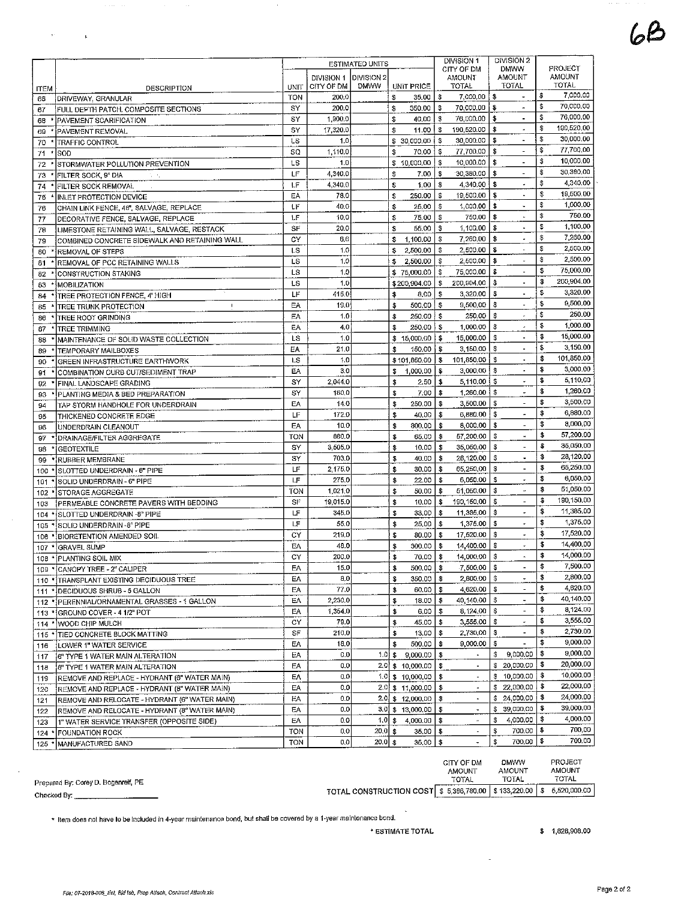6B

| ITEM | DESCRIPTION | UNIT | ESTIMATED UNITS DIVISION 1 CITY OF DM | DIVISION 2 DMWW | UNIT PRICE | DIVISION 1 CITY OF DM AMOUNT TOTAL | DIVISION 2 DMWW AMOUNT TOTAL | PROJECT AMOUNT TOTAL |
|---|---|---|---|---|---|---|---|---|
| 66 | DRIVEWAY, GRANULAR | TON | 200.0 | | $ 35.00 | $ 7,000.00 | $ - | $ 7,000.00 |
| 67 | FULL DEPTH PATCH, COMPOSITE SECTIONS | SY | 200.0 | | $ 350.00 | $ 70,000.00 | $ - | $ 70,000.00 |
| 68 * | PAVEMENT SCARIFICATION | SY | 1,900.0 | | $ 40.00 | $ 76,000.00 | $ - | $ 76,000.00 |
| 69 * | PAVEMENT REMOVAL | SY | 17,320.0 | | $ 11.00 | $ 190,520.00 | $ - | $ 190,520.00 |
| 70 * | TRAFFIC CONTROL | LS | 1.0 | | $ 30,000.00 | $ 30,000.00 | $ - | $ 30,000.00 |
| 71 * | SOD | SQ | 1,110.0 | | $ 70.00 | $ 77,700.00 | $ - | $ 77,700.00 |
| 72 * | STORMWATER POLLUTION PREVENTION | LS | 1.0 | | $ 10,000.00 | $ 10,000.00 | $ - | $ 10,000.00 |
| 73 * | FILTER SOCK, 9" DIA | LF | 4,340.0 | | $ 7.00 | $ 30,380.00 | $ - | $ 30,380.00 |
| 74 * | FILTER SOCK REMOVAL | LF | 4,340.0 | | $ 1.00 | $ 4,340.00 | $ - | $ 4,340.00 |
| 75 * | INLET PROTECTION DEVICE | EA | 78.0 | | $ 250.00 | $ 19,500.00 | $ - | $ 19,500.00 |
| 76 | CHAIN LINK FENCE, 48", SALVAGE, REPLACE | LF | 40.0 | | $ 25.00 | $ 1,000.00 | $ - | $ 1,000.00 |
| 77 | DECORATIVE FENCE, SALVAGE, REPLACE | LF | 10.0 | | $ 75.00 | $ 750.00 | $ - | $ 750.00 |
| 78 | LIMESTONE RETAINING WALL, SALVAGE, RESTACK | SF | 20.0 | | $ 55.00 | $ 1,100.00 | $ - | $ 1,100.00 |
| 79 | COMBINED CONCRETE SIDEWALK AND RETAINING WALL | CY | 6.6 | | $ 1,100.00 | $ 7,260.00 | $ - | $ 7,260.00 |
| 80 * | REMOVAL OF STEPS | LS | 1.0 | | $ 2,500.00 | $ 2,500.00 | $ - | $ 2,500.00 |
| 81 * | REMOVAL OF PCC RETAINING WALLS | LS | 1.0 | | $ 2,500.00 | $ 2,500.00 | $ - | $ 2,500.00 |
| 82 * | CONSTRUCTION STAKING | LS | 1.0 | | $ 75,000.00 | $ 75,000.00 | $ - | $ 75,000.00 |
| 83 * | MOBILIZATION | LS | 1.0 | | $ 200,904.00 | $ 200,904.00 | $ - | $ 200,904.00 |
| 84 * | TREE PROTECTION FENCE, 4' HIGH | LF | 415.0 | | $ 8.00 | $ 3,320.00 | $ - | $ 3,320.00 |
| 85 * | TREE TRUNK PROTECTION | EA | 19.0 | | $ 500.00 | $ 9,500.00 | $ - | $ 9,500.00 |
| 86 * | TREE ROOT GRINDING | EA | 1.0 | | $ 250.00 | $ 250.00 | $ - | $ 250.00 |
| 87 * | TREE TRIMMING | EA | 4.0 | | $ 250.00 | $ 1,000.00 | $ - | $ 1,000.00 |
| 88 * | MAINTENANCE OF SOLID WASTE COLLECTION | LS | 1.0 | | $ 15,000.00 | $ 15,000.00 | $ - | $ 15,000.00 |
| 89 * | TEMPORARY MAILBOXES | EA | 21.0 | | $ 150.00 | $ 3,150.00 | $ - | $ 3,150.00 |
| 90 * | GREEN INFRASTRUCTURE EARTHWORK | LS | 1.0 | | $ 101,850.00 | $ 101,850.00 | $ - | $ 101,850.00 |
| 91 * | COMBINATION CURB CUT/SEDIMENT TRAP | EA | 3.0 | | $ 1,000.00 | $ 3,000.00 | $ - | $ 3,000.00 |
| 92 * | FINAL LANDSCAPE GRADING | SY | 2,044.0 | | $ 2.50 | $ 5,110.00 | $ - | $ 5,110.00 |
| 93 * | PLANTING MEDIA & BED PREPARATION | SY | 180.0 | | $ 7.00 | $ 1,260.00 | $ - | $ 1,260.00 |
| 94 | TAP STORM HANDHOLE FOR UNDERDRAIN | EA | 14.0 | | $ 250.00 | $ 3,500.00 | $ - | $ 3,500.00 |
| 95 | THICKENED CONCRETE EDGE | LF | 172.0 | | $ 40.00 | $ 6,880.00 | $ - | $ 6,880.00 |
| 96 | UNDERDRAIN CLEANOUT | EA | 10.0 | | $ 800.00 | $ 8,000.00 | $ - | $ 8,000.00 |
| 97 * | DRAINAGE/FILTER AGGREGATE | TON | 880.0 | | $ 65.00 | $ 57,200.00 | $ - | $ 57,200.00 |
| 98 * | GEOTEXTILE | SY | 3,505.0 | | $ 10.00 | $ 35,050.00 | $ - | $ 35,050.00 |
| 99 * | RUBBER MEMBRANE | SY | 703.0 | | $ 40.00 | $ 28,120.00 | $ - | $ 28,120.00 |
| 100 * | SLOTTED UNDERDRAIN - 6" PIPE | LF | 2,175.0 | | $ 30.00 | $ 65,250.00 | $ - | $ 65,250.00 |
| 101 * | SOLID UNDERDRAIN - 6" PIPE | LF | 275.0 | | $ 22.00 | $ 6,050.00 | $ - | $ 6,050.00 |
| 102 * | STORAGE AGGREGATE | TON | 1,021.0 | | $ 50.00 | $ 51,050.00 | $ - | $ 51,050.00 |
| 103 | PERMEABLE CONCRETE PAVERS WITH BEDDING | SF | 19,015.0 | | $ 10.00 | $ 190,150.00 | $ - | $ 190,150.00 |
| 104 * | SLOTTED UNDERDRAIN - 8" PIPE | LF | 345.0 | | $ 33.00 | $ 11,385.00 | $ - | $ 11,385.00 |
| 105 * | SOLID UNDERDRAIN - 8" PIPE | LF | 55.0 | | $ 25.00 | $ 1,375.00 | $ - | $ 1,375.00 |
| 106 * | BIORETENTION AMENDED SOIL | CY | 219.0 | | $ 80.00 | $ 17,520.00 | $ - | $ 17,520.00 |
| 107 * | GRAVEL SUMP | EA | 48.0 | | $ 300.00 | $ 14,400.00 | $ - | $ 14,400.00 |
| 108 * | PLANTING SOIL MIX | CY | 200.0 | | $ 70.00 | $ 14,000.00 | $ - | $ 14,000.00 |
| 109 * | CANOPY TREE - 2" CALIPER | EA | 15.0 | | $ 500.00 | $ 7,500.00 | $ - | $ 7,500.00 |
| 110 * | TRANSPLANT EXISTING DECIDUOUS TREE | EA | 8.0 | | $ 350.00 | $ 2,800.00 | $ - | $ 2,800.00 |
| 111 * | DECIDUOUS SHRUB - 5 GALLON | EA | 77.0 | | $ 60.00 | $ 4,620.00 | $ - | $ 4,620.00 |
| 112 * | PERENNIAL/ORNAMENTAL GRASSES - 1 GALLON | EA | 2,230.0 | | $ 18.00 | $ 40,140.00 | $ - | $ 40,140.00 |
| 113 * | GROUND COVER - 4 1/2" POT | EA | 1,354.0 | | $ 6.00 | $ 8,124.00 | $ - | $ 8,124.00 |
| 114 * | WOOD CHIP MULCH | CY | 79.0 | | $ 45.00 | $ 3,555.00 | $ - | $ 3,555.00 |
| 115 * | TIED CONCRETE BLOCK MATTING | SF | 210.0 | | $ 13.00 | $ 2,730.00 | $ - | $ 2,730.00 |
| 116 | LOWER 1" WATER SERVICE | EA | 18.0 | | $ 500.00 | $ 9,000.00 | $ - | $ 9,000.00 |
| 117 | 6" TYPE 1 WATER MAIN ALTERATION | EA | 0.0 | 1.0 | $ 9,000.00 | $ - | $ 9,000.00 | $ 9,000.00 |
| 118 | 8" TYPE 1 WATER MAIN ALTERATION | EA | 0.0 | 2.0 | $ 10,000.00 | $ - | $ 20,000.00 | $ 20,000.00 |
| 119 | REMOVE AND REPLACE - HYDRANT (6" WATER MAIN) | EA | 0.0 | 1.0 | $ 10,000.00 | $ - | $ 10,000.00 | $ 10,000.00 |
| 120 | REMOVE AND REPLACE - HYDRANT (8" WATER MAIN) | EA | 0.0 | 2.0 | $ 11,000.00 | $ - | $ 22,000.00 | $ 22,000.00 |
| 121 | REMOVE AND RELOCATE - HYDRANT (6" WATER MAIN) | EA | 0.0 | 2.0 | $ 12,000.00 | $ - | $ 24,000.00 | $ 24,000.00 |
| 122 | REMOVE AND RELOCATE - HYDRANT (8" WATER MAIN) | EA | 0.0 | 3.0 | $ 13,000.00 | $ - | $ 39,000.00 | $ 39,000.00 |
| 123 | 1" WATER SERVICE TRANSFER (OPPOSITE SIDE) | EA | 0.0 | 1.0 | $ 4,000.00 | $ - | $ 4,000.00 | $ 4,000.00 |
| 124 * | FOUNDATION ROCK | TON | 0.0 | 20.0 | $ 35.00 | $ - | $ 700.00 | $ 700.00 |
| 125 * | MANUFACTURED SAND | TON | 0.0 | 20.0 | $ 35.00 | $ - | $ 700.00 | $ 700.00 |

| | CITY OF DM AMOUNT TOTAL | DMWW AMOUNT TOTAL | PROJECT AMOUNT TOTAL |
|---|---|---|---|
| TOTAL CONSTRUCTION COST | $ 5,386,780.00 | $ 133,220.00 | $ 5,520,000.00 |

Prepared By: Corey D. Bogenreif, PE

Checked By: ____________________

\* Item does not have to be included in 4-year maintenance bond, but shall be covered by a 1-year maintenance bond.

\* ESTIMATE TOTAL $ 1,828,908.00

File: 07-2018-006_Est, Bid tab, Prop Attach, Contract Attach.xls